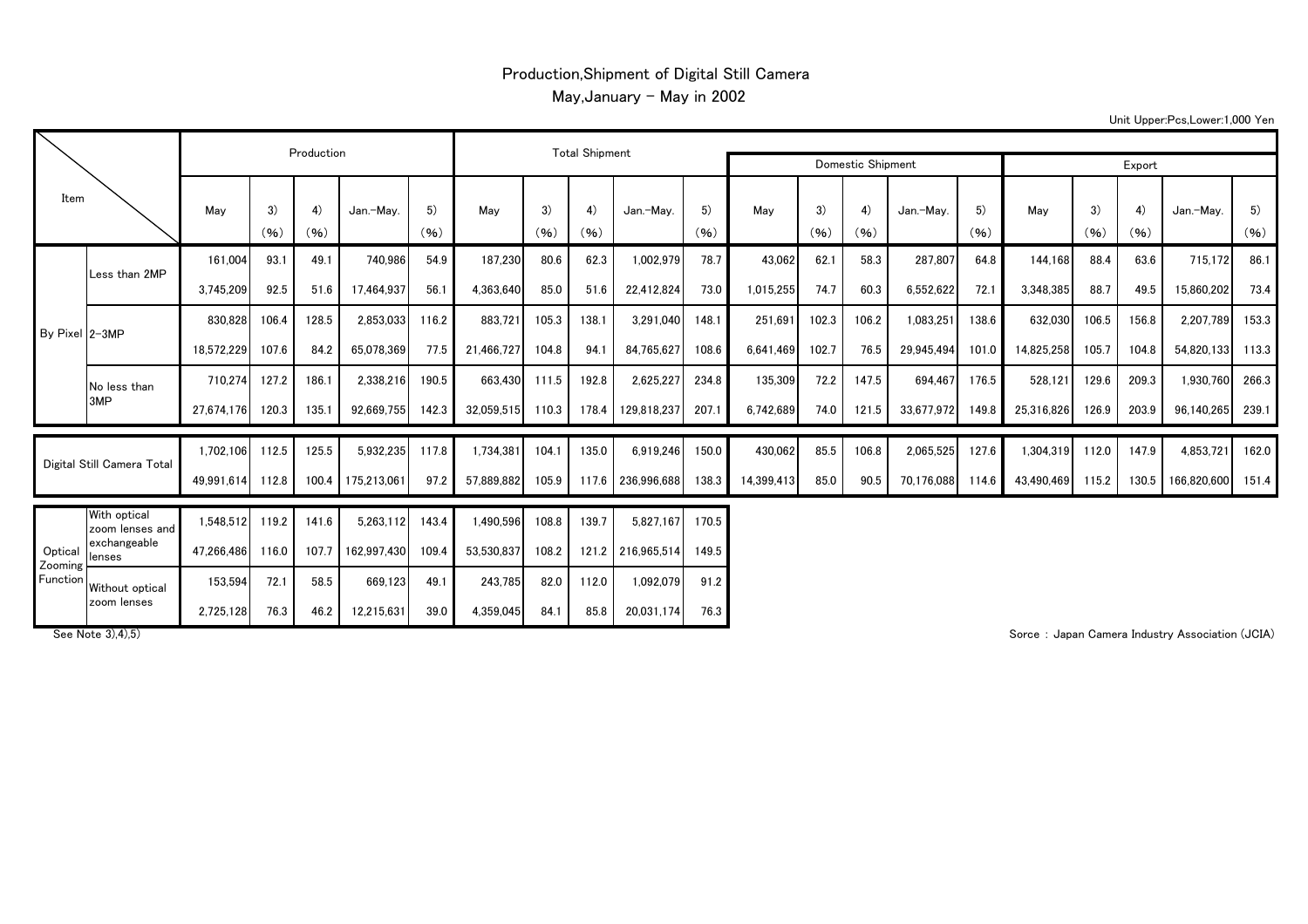# Production,Shipment of Digital Still Camera

## May,January - May in 2002

Unit Upper:Pcs,Lower:1,000 Yen

| Item | | Production | | | | | Total Shipment | | | | | | | | | | | | | | | | | | | |
|---|---|---|---|---|---|---|---|---|---|---|---|---|---|---|---|---|---|---|---|---|---|---|---|---|---|---|
| | | | | | | | | | | | | Domestic Shipment | | | | | Export | | | | |
| | | May | 3) (%) | 4) (%) | Jan.-May. | 5) (%) | May | 3) (%) | 4) (%) | Jan.-May. | 5) (%) | May | 3) (%) | 4) (%) | Jan.-May. | 5) (%) | May | 3) (%) | 4) (%) | Jan.-May. | 5) (%) |
| By Pixel | Less than 2MP | 161,004 | 93.1 | 49.1 | 740,986 | 54.9 | 187,230 | 80.6 | 62.3 | 1,002,979 | 78.7 | 43,062 | 62.1 | 58.3 | 287,807 | 64.8 | 144,168 | 88.4 | 63.6 | 715,172 | 86.1 |
| | | 3,745,209 | 92.5 | 51.6 | 17,464,937 | 56.1 | 4,363,640 | 85.0 | 51.6 | 22,412,824 | 73.0 | 1,015,255 | 74.7 | 60.3 | 6,552,622 | 72.1 | 3,348,385 | 88.7 | 49.5 | 15,860,202 | 73.4 |
| | 2-3MP | 830,828 | 106.4 | 128.5 | 2,853,033 | 116.2 | 883,721 | 105.3 | 138.1 | 3,291,040 | 148.1 | 251,691 | 102.3 | 106.2 | 1,083,251 | 138.6 | 632,030 | 106.5 | 156.8 | 2,207,789 | 153.3 |
| | | 18,572,229 | 107.6 | 84.2 | 65,078,369 | 77.5 | 21,466,727 | 104.8 | 94.1 | 84,765,627 | 108.6 | 6,641,469 | 102.7 | 76.5 | 29,945,494 | 101.0 | 14,825,258 | 105.7 | 104.8 | 54,820,133 | 113.3 |
| | No less than 3MP | 710,274 | 127.2 | 186.1 | 2,338,216 | 190.5 | 663,430 | 111.5 | 192.8 | 2,625,227 | 234.8 | 135,309 | 72.2 | 147.5 | 694,467 | 176.5 | 528,121 | 129.6 | 209.3 | 1,930,760 | 266.3 |
| | | 27,674,176 | 120.3 | 135.1 | 92,669,755 | 142.3 | 32,059,515 | 110.3 | 178.4 | 129,818,237 | 207.1 | 6,742,689 | 74.0 | 121.5 | 33,677,972 | 149.8 | 25,316,826 | 126.9 | 203.9 | 96,140,265 | 239.1 |
| Digital Still Camera Total | | 1,702,106 | 112.5 | 125.5 | 5,932,235 | 117.8 | 1,734,381 | 104.1 | 135.0 | 6,919,246 | 150.0 | 430,062 | 85.5 | 106.8 | 2,065,525 | 127.6 | 1,304,319 | 112.0 | 147.9 | 4,853,721 | 162.0 |
| | | 49,991,614 | 112.8 | 100.4 | 175,213,061 | 97.2 | 57,889,882 | 105.9 | 117.6 | 236,996,688 | 138.3 | 14,399,413 | 85.0 | 90.5 | 70,176,088 | 114.6 | 43,490,469 | 115.2 | 130.5 | 166,820,600 | 151.4 |
| Optical Zooming Function | With optical zoom lenses and exchangeable lenses | 1,548,512 | 119.2 | 141.6 | 5,263,112 | 143.4 | 1,490,596 | 108.8 | 139.7 | 5,827,167 | 170.5 | | | | | | | | | | |
| | | 47,266,486 | 116.0 | 107.7 | 162,997,430 | 109.4 | 53,530,837 | 108.2 | 121.2 | 216,965,514 | 149.5 | | | | | | | | | | |
| | Without optical zoom lenses | 153,594 | 72.1 | 58.5 | 669,123 | 49.1 | 243,785 | 82.0 | 112.0 | 1,092,079 | 91.2 | | | | | | | | | | |
| | | 2,725,128 | 76.3 | 46.2 | 12,215,631 | 39.0 | 4,359,045 | 84.1 | 85.8 | 20,031,174 | 76.3 | | | | | | | | | | |

See Note 3),4),5)

Sorce : Japan Camera Industry Association (JCIA)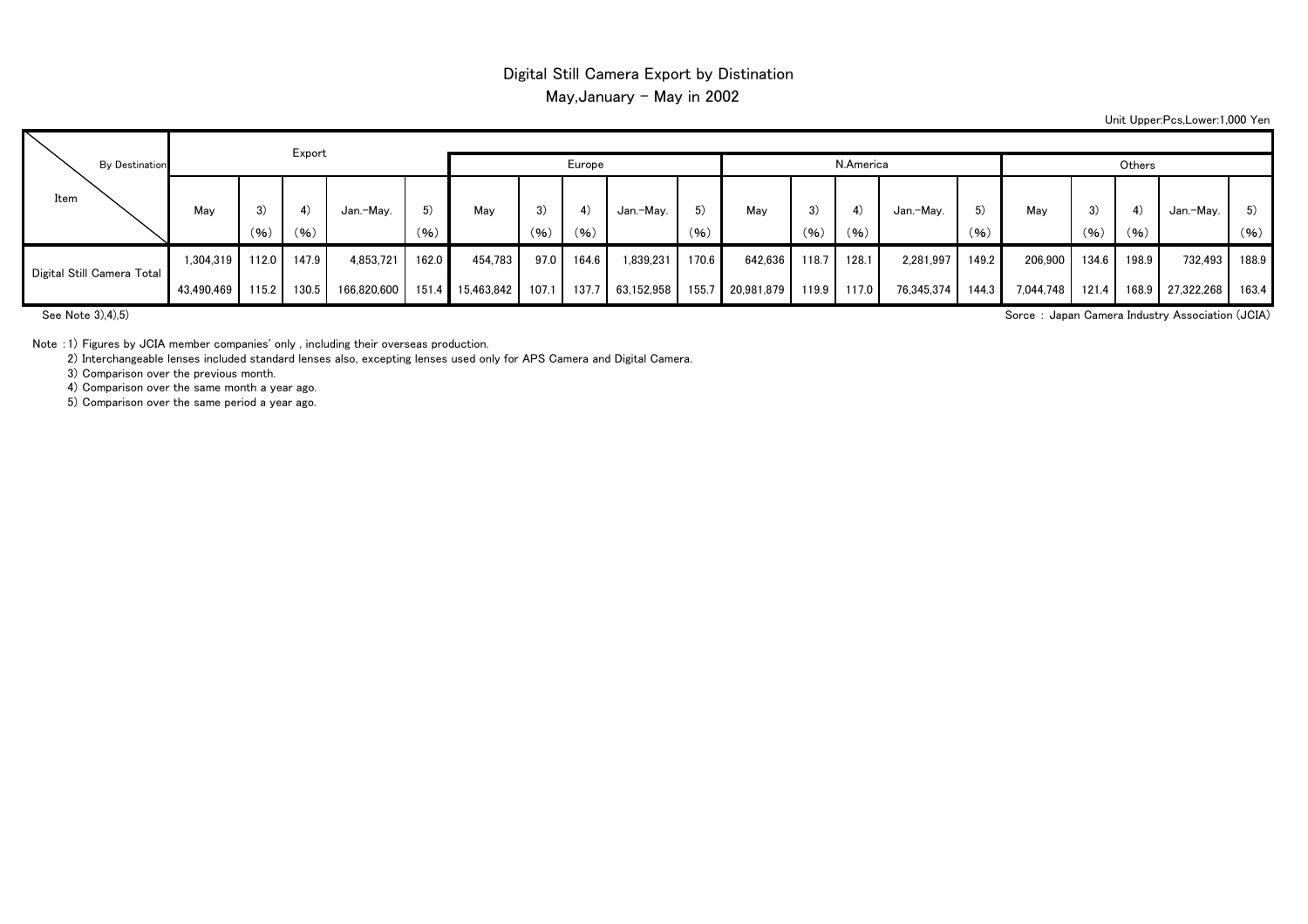# Digital Still Camera Export by Distination

## May,January － May in 2002

Unit Upper:Pcs,Lower:1,000 Yen

| By Destination / Item | Export | | | | | Europe | | | | | N.America | | | | | Others | | | | |
|---|---|---|---|---|---|---|---|---|---|---|---|---|---|---|---|---|---|---|---|---|
| | May | 3) (%) | 4) (%) | Jan.－May. | 5) (%) | May | 3) (%) | 4) (%) | Jan.－May. | 5) (%) | May | 3) (%) | 4) (%) | Jan.－May. | 5) (%) | May | 3) (%) | 4) (%) | Jan.－May. | 5) (%) |
| Digital Still Camera Total | 1,304,319 | 112.0 | 147.9 | 4,853,721 | 162.0 | 454,783 | 97.0 | 164.6 | 1,839,231 | 170.6 | 642,636 | 118.7 | 128.1 | 2,281,997 | 149.2 | 206,900 | 134.6 | 198.9 | 732,493 | 188.9 |
| | 43,490,469 | 115.2 | 130.5 | 166,820,600 | 151.4 | 15,463,842 | 107.1 | 137.7 | 63,152,958 | 155.7 | 20,981,879 | 119.9 | 117.0 | 76,345,374 | 144.3 | 7,044,748 | 121.4 | 168.9 | 27,322,268 | 163.4 |

See Note 3),4),5)

Sorce : Japan Camera Industry Association (JCIA)

Note : 1) Figures by JCIA member companies' only , including their overseas production.
2) Interchangeable lenses included standard lenses also, excepting lenses used only for APS Camera and Digital Camera.
3) Comparison over the previous month.
4) Comparison over the same month a year ago.
5) Comparison over the same period a year ago.